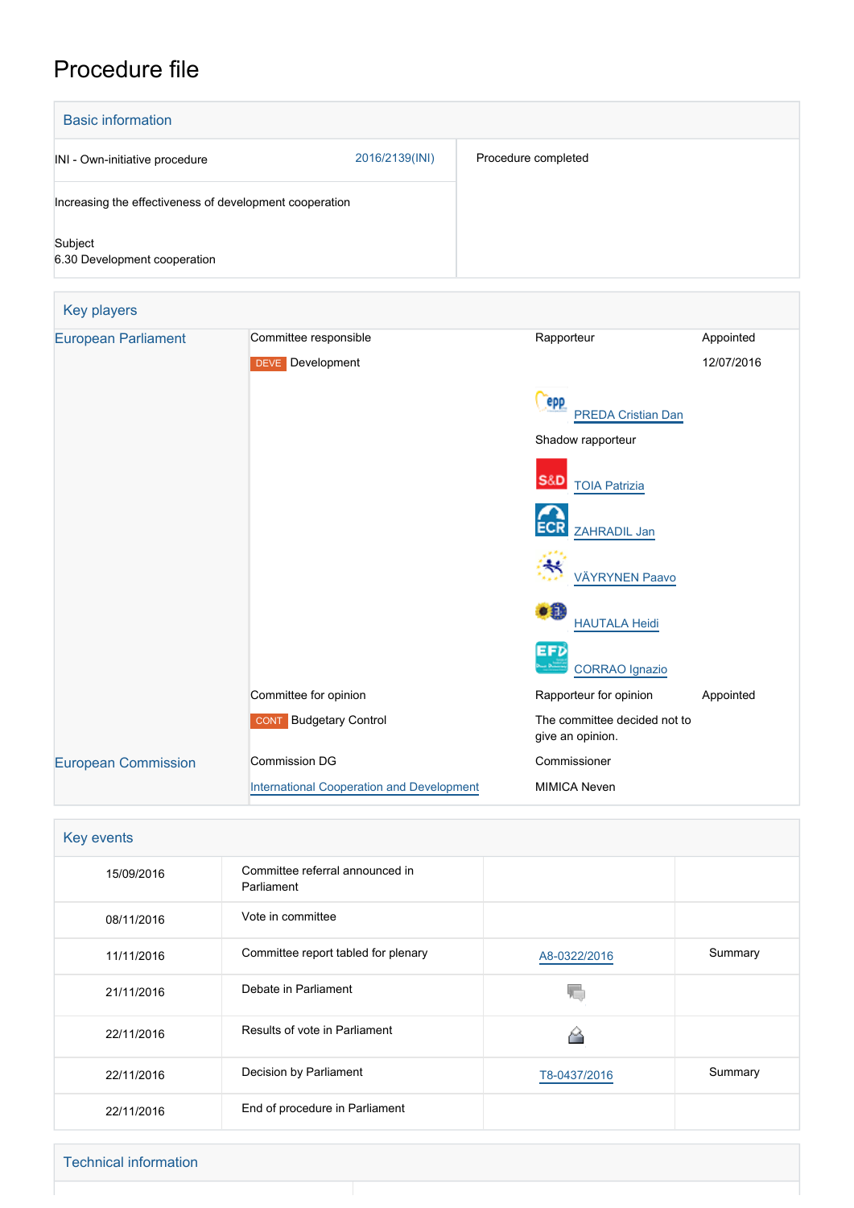# Procedure file

## Basic information

| | | |
|---|---|---|
| INI - Own-initiative procedure | 2016/2139(INI) | Procedure completed |
| Increasing the effectiveness of development cooperation | | |
| Subject<br>6.30 Development cooperation | | |

## Key players

| | | | |
|---|---|---|---|
| European Parliament | Committee responsible | Rapporteur | Appointed |
| | DEVE Development | | 12/07/2016 |
| | | PREDA Cristian Dan | |
| | | Shadow rapporteur | |
| | | TOIA Patrizia | |
| | | ZAHRADIL Jan | |
| | | VÄYRYNEN Paavo | |
| | | HAUTALA Heidi | |
| | | CORRAO Ignazio | |
| | Committee for opinion | Rapporteur for opinion | Appointed |
| | CONT Budgetary Control | The committee decided not to give an opinion. | |
| European Commission | Commission DG | Commissioner | |
| | International Cooperation and Development | MIMICA Neven | |

## Key events

| | | | |
|---|---|---|---|
| 15/09/2016 | Committee referral announced in Parliament | | |
| 08/11/2016 | Vote in committee | | |
| 11/11/2016 | Committee report tabled for plenary | A8-0322/2016 | Summary |
| 21/11/2016 | Debate in Parliament | | |
| 22/11/2016 | Results of vote in Parliament | | |
| 22/11/2016 | Decision by Parliament | T8-0437/2016 | Summary |
| 22/11/2016 | End of procedure in Parliament | | |

## Technical information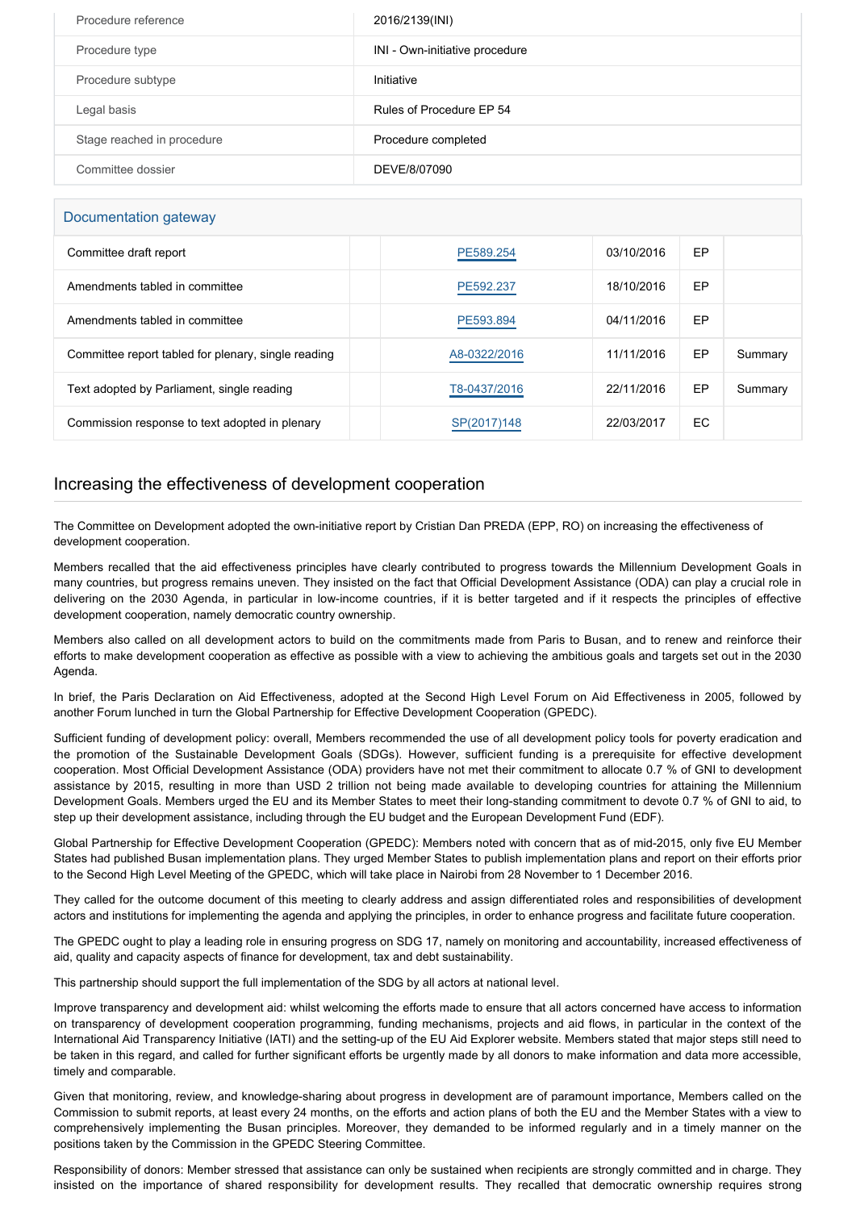| | |
|---|---|
| Procedure reference | 2016/2139(INI) |
| Procedure type | INI - Own-initiative procedure |
| Procedure subtype | Initiative |
| Legal basis | Rules of Procedure EP 54 |
| Stage reached in procedure | Procedure completed |
| Committee dossier | DEVE/8/07090 |

## Documentation gateway

| | | | | | |
|---|---|---|---|---|---|
| Committee draft report | | PE589.254 | 03/10/2016 | EP | |
| Amendments tabled in committee | | PE592.237 | 18/10/2016 | EP | |
| Amendments tabled in committee | | PE593.894 | 04/11/2016 | EP | |
| Committee report tabled for plenary, single reading | | A8-0322/2016 | 11/11/2016 | EP | Summary |
| Text adopted by Parliament, single reading | | T8-0437/2016 | 22/11/2016 | EP | Summary |
| Commission response to text adopted in plenary | | SP(2017)148 | 22/03/2017 | EC | |

## Increasing the effectiveness of development cooperation

The Committee on Development adopted the own-initiative report by Cristian Dan PREDA (EPP, RO) on increasing the effectiveness of development cooperation.

Members recalled that the aid effectiveness principles have clearly contributed to progress towards the Millennium Development Goals in many countries, but progress remains uneven. They insisted on the fact that Official Development Assistance (ODA) can play a crucial role in delivering on the 2030 Agenda, in particular in low-income countries, if it is better targeted and if it respects the principles of effective development cooperation, namely democratic country ownership.

Members also called on all development actors to build on the commitments made from Paris to Busan, and to renew and reinforce their efforts to make development cooperation as effective as possible with a view to achieving the ambitious goals and targets set out in the 2030 Agenda.

In brief, the Paris Declaration on Aid Effectiveness, adopted at the Second High Level Forum on Aid Effectiveness in 2005, followed by another Forum lunched in turn the Global Partnership for Effective Development Cooperation (GPEDC).

Sufficient funding of development policy: overall, Members recommended the use of all development policy tools for poverty eradication and the promotion of the Sustainable Development Goals (SDGs). However, sufficient funding is a prerequisite for effective development cooperation. Most Official Development Assistance (ODA) providers have not met their commitment to allocate 0.7 % of GNI to development assistance by 2015, resulting in more than USD 2 trillion not being made available to developing countries for attaining the Millennium Development Goals. Members urged the EU and its Member States to meet their long-standing commitment to devote 0.7 % of GNI to aid, to step up their development assistance, including through the EU budget and the European Development Fund (EDF).

Global Partnership for Effective Development Cooperation (GPEDC): Members noted with concern that as of mid-2015, only five EU Member States had published Busan implementation plans. They urged Member States to publish implementation plans and report on their efforts prior to the Second High Level Meeting of the GPEDC, which will take place in Nairobi from 28 November to 1 December 2016.

They called for the outcome document of this meeting to clearly address and assign differentiated roles and responsibilities of development actors and institutions for implementing the agenda and applying the principles, in order to enhance progress and facilitate future cooperation.

The GPEDC ought to play a leading role in ensuring progress on SDG 17, namely on monitoring and accountability, increased effectiveness of aid, quality and capacity aspects of finance for development, tax and debt sustainability.

This partnership should support the full implementation of the SDG by all actors at national level.

Improve transparency and development aid: whilst welcoming the efforts made to ensure that all actors concerned have access to information on transparency of development cooperation programming, funding mechanisms, projects and aid flows, in particular in the context of the International Aid Transparency Initiative (IATI) and the setting-up of the EU Aid Explorer website. Members stated that major steps still need to be taken in this regard, and called for further significant efforts be urgently made by all donors to make information and data more accessible, timely and comparable.

Given that monitoring, review, and knowledge-sharing about progress in development are of paramount importance, Members called on the Commission to submit reports, at least every 24 months, on the efforts and action plans of both the EU and the Member States with a view to comprehensively implementing the Busan principles. Moreover, they demanded to be informed regularly and in a timely manner on the positions taken by the Commission in the GPEDC Steering Committee.

Responsibility of donors: Member stressed that assistance can only be sustained when recipients are strongly committed and in charge. They insisted on the importance of shared responsibility for development results. They recalled that democratic ownership requires strong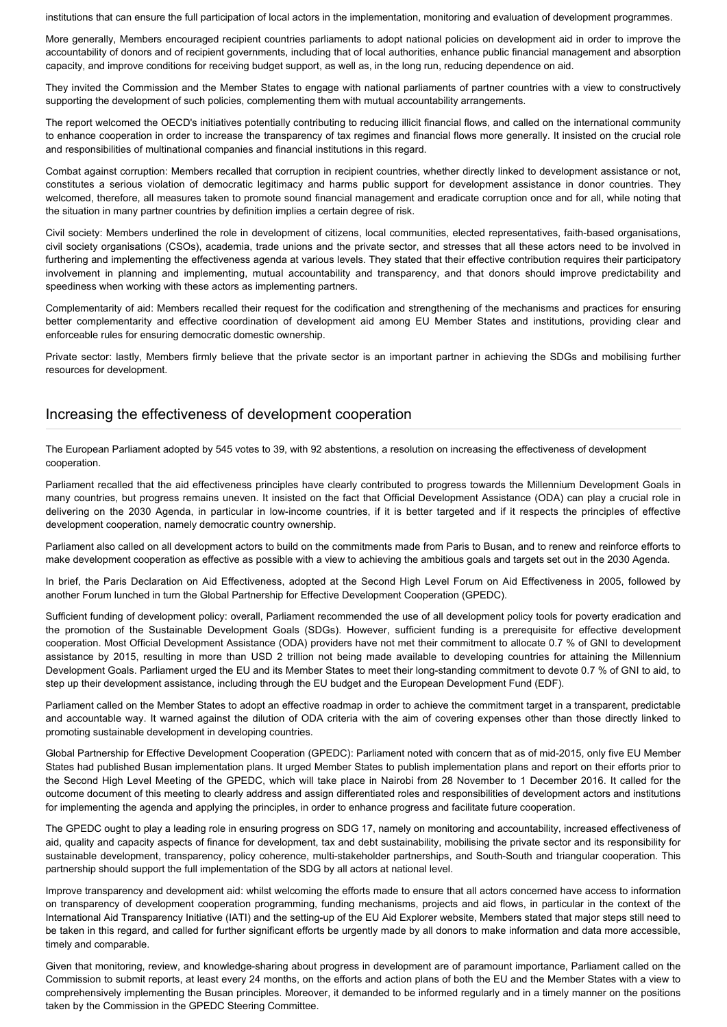institutions that can ensure the full participation of local actors in the implementation, monitoring and evaluation of development programmes.

More generally, Members encouraged recipient countries parliaments to adopt national policies on development aid in order to improve the accountability of donors and of recipient governments, including that of local authorities, enhance public financial management and absorption capacity, and improve conditions for receiving budget support, as well as, in the long run, reducing dependence on aid.

They invited the Commission and the Member States to engage with national parliaments of partner countries with a view to constructively supporting the development of such policies, complementing them with mutual accountability arrangements.

The report welcomed the OECD's initiatives potentially contributing to reducing illicit financial flows, and called on the international community to enhance cooperation in order to increase the transparency of tax regimes and financial flows more generally. It insisted on the crucial role and responsibilities of multinational companies and financial institutions in this regard.

Combat against corruption: Members recalled that corruption in recipient countries, whether directly linked to development assistance or not, constitutes a serious violation of democratic legitimacy and harms public support for development assistance in donor countries. They welcomed, therefore, all measures taken to promote sound financial management and eradicate corruption once and for all, while noting that the situation in many partner countries by definition implies a certain degree of risk.

Civil society: Members underlined the role in development of citizens, local communities, elected representatives, faith-based organisations, civil society organisations (CSOs), academia, trade unions and the private sector, and stresses that all these actors need to be involved in furthering and implementing the effectiveness agenda at various levels. They stated that their effective contribution requires their participatory involvement in planning and implementing, mutual accountability and transparency, and that donors should improve predictability and speediness when working with these actors as implementing partners.

Complementarity of aid: Members recalled their request for the codification and strengthening of the mechanisms and practices for ensuring better complementarity and effective coordination of development aid among EU Member States and institutions, providing clear and enforceable rules for ensuring democratic domestic ownership.

Private sector: lastly, Members firmly believe that the private sector is an important partner in achieving the SDGs and mobilising further resources for development.

## Increasing the effectiveness of development cooperation

The European Parliament adopted by 545 votes to 39, with 92 abstentions, a resolution on increasing the effectiveness of development cooperation.

Parliament recalled that the aid effectiveness principles have clearly contributed to progress towards the Millennium Development Goals in many countries, but progress remains uneven. It insisted on the fact that Official Development Assistance (ODA) can play a crucial role in delivering on the 2030 Agenda, in particular in low-income countries, if it is better targeted and if it respects the principles of effective development cooperation, namely democratic country ownership.

Parliament also called on all development actors to build on the commitments made from Paris to Busan, and to renew and reinforce efforts to make development cooperation as effective as possible with a view to achieving the ambitious goals and targets set out in the 2030 Agenda.

In brief, the Paris Declaration on Aid Effectiveness, adopted at the Second High Level Forum on Aid Effectiveness in 2005, followed by another Forum lunched in turn the Global Partnership for Effective Development Cooperation (GPEDC).

Sufficient funding of development policy: overall, Parliament recommended the use of all development policy tools for poverty eradication and the promotion of the Sustainable Development Goals (SDGs). However, sufficient funding is a prerequisite for effective development cooperation. Most Official Development Assistance (ODA) providers have not met their commitment to allocate 0.7 % of GNI to development assistance by 2015, resulting in more than USD 2 trillion not being made available to developing countries for attaining the Millennium Development Goals. Parliament urged the EU and its Member States to meet their long-standing commitment to devote 0.7 % of GNI to aid, to step up their development assistance, including through the EU budget and the European Development Fund (EDF).

Parliament called on the Member States to adopt an effective roadmap in order to achieve the commitment target in a transparent, predictable and accountable way. It warned against the dilution of ODA criteria with the aim of covering expenses other than those directly linked to promoting sustainable development in developing countries.

Global Partnership for Effective Development Cooperation (GPEDC): Parliament noted with concern that as of mid-2015, only five EU Member States had published Busan implementation plans. It urged Member States to publish implementation plans and report on their efforts prior to the Second High Level Meeting of the GPEDC, which will take place in Nairobi from 28 November to 1 December 2016. It called for the outcome document of this meeting to clearly address and assign differentiated roles and responsibilities of development actors and institutions for implementing the agenda and applying the principles, in order to enhance progress and facilitate future cooperation.

The GPEDC ought to play a leading role in ensuring progress on SDG 17, namely on monitoring and accountability, increased effectiveness of aid, quality and capacity aspects of finance for development, tax and debt sustainability, mobilising the private sector and its responsibility for sustainable development, transparency, policy coherence, multi-stakeholder partnerships, and South-South and triangular cooperation. This partnership should support the full implementation of the SDG by all actors at national level.

Improve transparency and development aid: whilst welcoming the efforts made to ensure that all actors concerned have access to information on transparency of development cooperation programming, funding mechanisms, projects and aid flows, in particular in the context of the International Aid Transparency Initiative (IATI) and the setting-up of the EU Aid Explorer website, Members stated that major steps still need to be taken in this regard, and called for further significant efforts be urgently made by all donors to make information and data more accessible, timely and comparable.

Given that monitoring, review, and knowledge-sharing about progress in development are of paramount importance, Parliament called on the Commission to submit reports, at least every 24 months, on the efforts and action plans of both the EU and the Member States with a view to comprehensively implementing the Busan principles. Moreover, it demanded to be informed regularly and in a timely manner on the positions taken by the Commission in the GPEDC Steering Committee.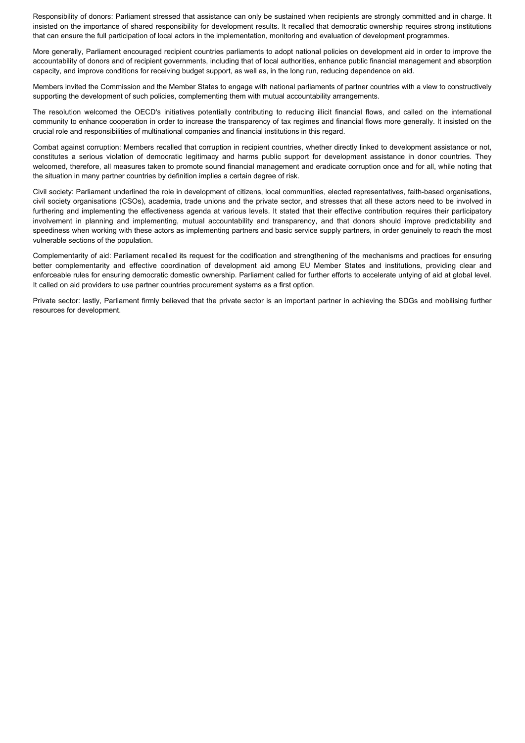Responsibility of donors: Parliament stressed that assistance can only be sustained when recipients are strongly committed and in charge. It insisted on the importance of shared responsibility for development results. It recalled that democratic ownership requires strong institutions that can ensure the full participation of local actors in the implementation, monitoring and evaluation of development programmes.

More generally, Parliament encouraged recipient countries parliaments to adopt national policies on development aid in order to improve the accountability of donors and of recipient governments, including that of local authorities, enhance public financial management and absorption capacity, and improve conditions for receiving budget support, as well as, in the long run, reducing dependence on aid.

Members invited the Commission and the Member States to engage with national parliaments of partner countries with a view to constructively supporting the development of such policies, complementing them with mutual accountability arrangements.

The resolution welcomed the OECD's initiatives potentially contributing to reducing illicit financial flows, and called on the international community to enhance cooperation in order to increase the transparency of tax regimes and financial flows more generally. It insisted on the crucial role and responsibilities of multinational companies and financial institutions in this regard.

Combat against corruption: Members recalled that corruption in recipient countries, whether directly linked to development assistance or not, constitutes a serious violation of democratic legitimacy and harms public support for development assistance in donor countries. They welcomed, therefore, all measures taken to promote sound financial management and eradicate corruption once and for all, while noting that the situation in many partner countries by definition implies a certain degree of risk.

Civil society: Parliament underlined the role in development of citizens, local communities, elected representatives, faith-based organisations, civil society organisations (CSOs), academia, trade unions and the private sector, and stresses that all these actors need to be involved in furthering and implementing the effectiveness agenda at various levels. It stated that their effective contribution requires their participatory involvement in planning and implementing, mutual accountability and transparency, and that donors should improve predictability and speediness when working with these actors as implementing partners and basic service supply partners, in order genuinely to reach the most vulnerable sections of the population.

Complementarity of aid: Parliament recalled its request for the codification and strengthening of the mechanisms and practices for ensuring better complementarity and effective coordination of development aid among EU Member States and institutions, providing clear and enforceable rules for ensuring democratic domestic ownership. Parliament called for further efforts to accelerate untying of aid at global level. It called on aid providers to use partner countries procurement systems as a first option.

Private sector: lastly, Parliament firmly believed that the private sector is an important partner in achieving the SDGs and mobilising further resources for development.